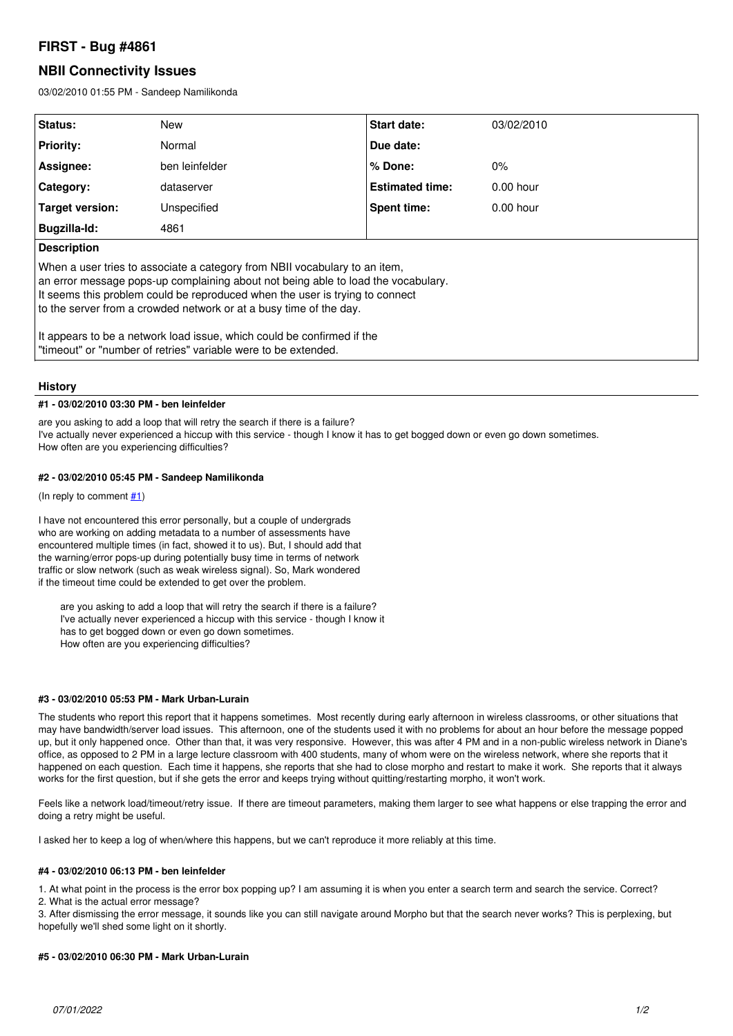# FIRST - Bug #4861

## NBII Connectivity Issues

03/02/2010 01:55 PM - Sandeep Namilikonda

| Status: | New | Start date: | 03/02/2010 |
|---|---|---|---|
| Priority: | Normal | Due date: | |
| Assignee: | ben leinfelder | % Done: | 0% |
| Category: | dataserver | Estimated time: | 0.00 hour |
| Target version: | Unspecified | Spent time: | 0.00 hour |
| Bugzilla-Id: | 4861 | | |

**Description**

When a user tries to associate a category from NBII vocabulary to an item,
an error message pops-up complaining about not being able to load the vocabulary.
It seems this problem could be reproduced when the user is trying to connect
to the server from a crowded network or at a busy time of the day.

It appears to be a network load issue, which could be confirmed if the
"timeout" or "number of retries" variable were to be extended.

### History

#### #1 - 03/02/2010 03:30 PM - ben leinfelder

are you asking to add a loop that will retry the search if there is a failure?
I've actually never experienced a hiccup with this service - though I know it has to get bogged down or even go down sometimes.
How often are you experiencing difficulties?

#### #2 - 03/02/2010 05:45 PM - Sandeep Namilikonda

(In reply to comment #1)

I have not encountered this error personally, but a couple of undergrads
who are working on adding metadata to a number of assessments have
encountered multiple times (in fact, showed it to us). But, I should add that
the warning/error pops-up during potentially busy time in terms of network
traffic or slow network (such as weak wireless signal). So, Mark wondered
if the timeout time could be extended to get over the problem.

> are you asking to add a loop that will retry the search if there is a failure?
> I've actually never experienced a hiccup with this service - though I know it
> has to get bogged down or even go down sometimes.
> How often are you experiencing difficulties?

#### #3 - 03/02/2010 05:53 PM - Mark Urban-Lurain

The students who report this report that it happens sometimes. Most recently during early afternoon in wireless classrooms, or other situations that may have bandwidth/server load issues. This afternoon, one of the students used it with no problems for about an hour before the message popped up, but it only happened once. Other than that, it was very responsive. However, this was after 4 PM and in a non-public wireless network in Diane's office, as opposed to 2 PM in a large lecture classroom with 400 students, many of whom were on the wireless network, where she reports that it happened on each question. Each time it happens, she reports that she had to close morpho and restart to make it work. She reports that it always works for the first question, but if she gets the error and keeps trying without quitting/restarting morpho, it won't work.

Feels like a network load/timeout/retry issue. If there are timeout parameters, making them larger to see what happens or else trapping the error and doing a retry might be useful.

I asked her to keep a log of when/where this happens, but we can't reproduce it more reliably at this time.

#### #4 - 03/02/2010 06:13 PM - ben leinfelder

1. At what point in the process is the error box popping up? I am assuming it is when you enter a search term and search the service. Correct?
2. What is the actual error message?
3. After dismissing the error message, it sounds like you can still navigate around Morpho but that the search never works? This is perplexing, but hopefully we'll shed some light on it shortly.

#### #5 - 03/02/2010 06:30 PM - Mark Urban-Lurain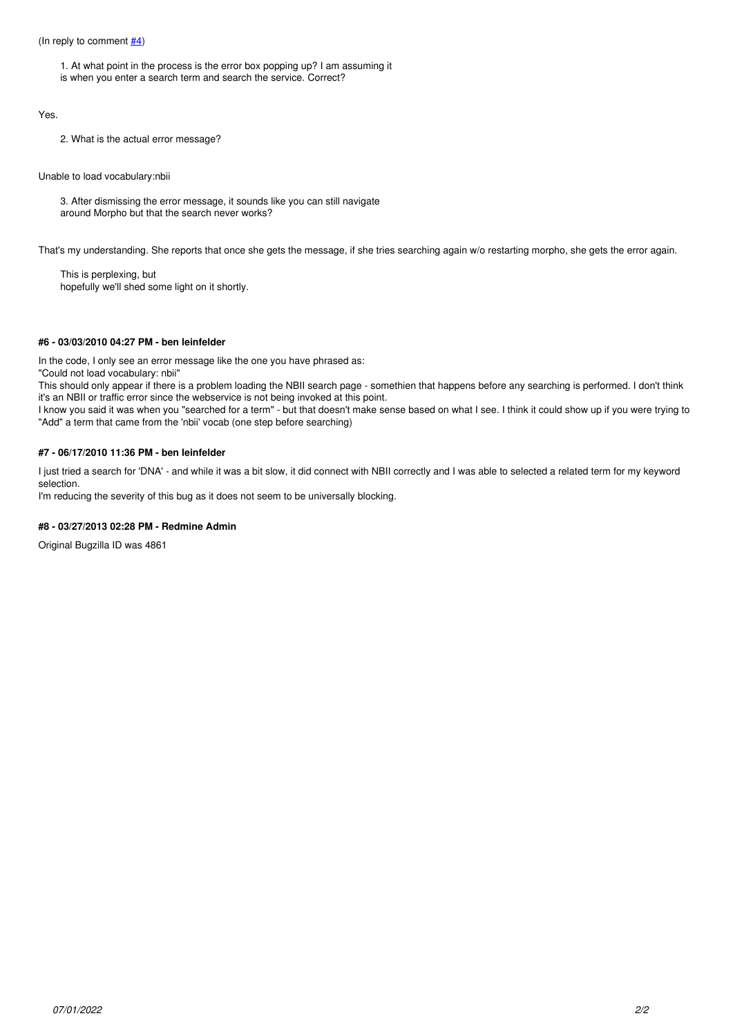(In reply to comment #4)

> 1. At what point in the process is the error box popping up? I am assuming it is when you enter a search term and search the service. Correct?

Yes.

> 2. What is the actual error message?

Unable to load vocabulary:nbii

> 3. After dismissing the error message, it sounds like you can still navigate around Morpho but that the search never works?

That's my understanding. She reports that once she gets the message, if she tries searching again w/o restarting morpho, she gets the error again.

> This is perplexing, but hopefully we'll shed some light on it shortly.

#### #6 - 03/03/2010 04:27 PM - ben leinfelder

In the code, I only see an error message like the one you have phrased as:
"Could not load vocabulary: nbii"
This should only appear if there is a problem loading the NBII search page - somethien that happens before any searching is performed. I don't think it's an NBII or traffic error since the webservice is not being invoked at this point.
I know you said it was when you "searched for a term" - but that doesn't make sense based on what I see. I think it could show up if you were trying to "Add" a term that came from the 'nbii' vocab (one step before searching)

#### #7 - 06/17/2010 11:36 PM - ben leinfelder

I just tried a search for 'DNA' - and while it was a bit slow, it did connect with NBII correctly and I was able to selected a related term for my keyword selection.
I'm reducing the severity of this bug as it does not seem to be universally blocking.

#### #8 - 03/27/2013 02:28 PM - Redmine Admin

Original Bugzilla ID was 4861